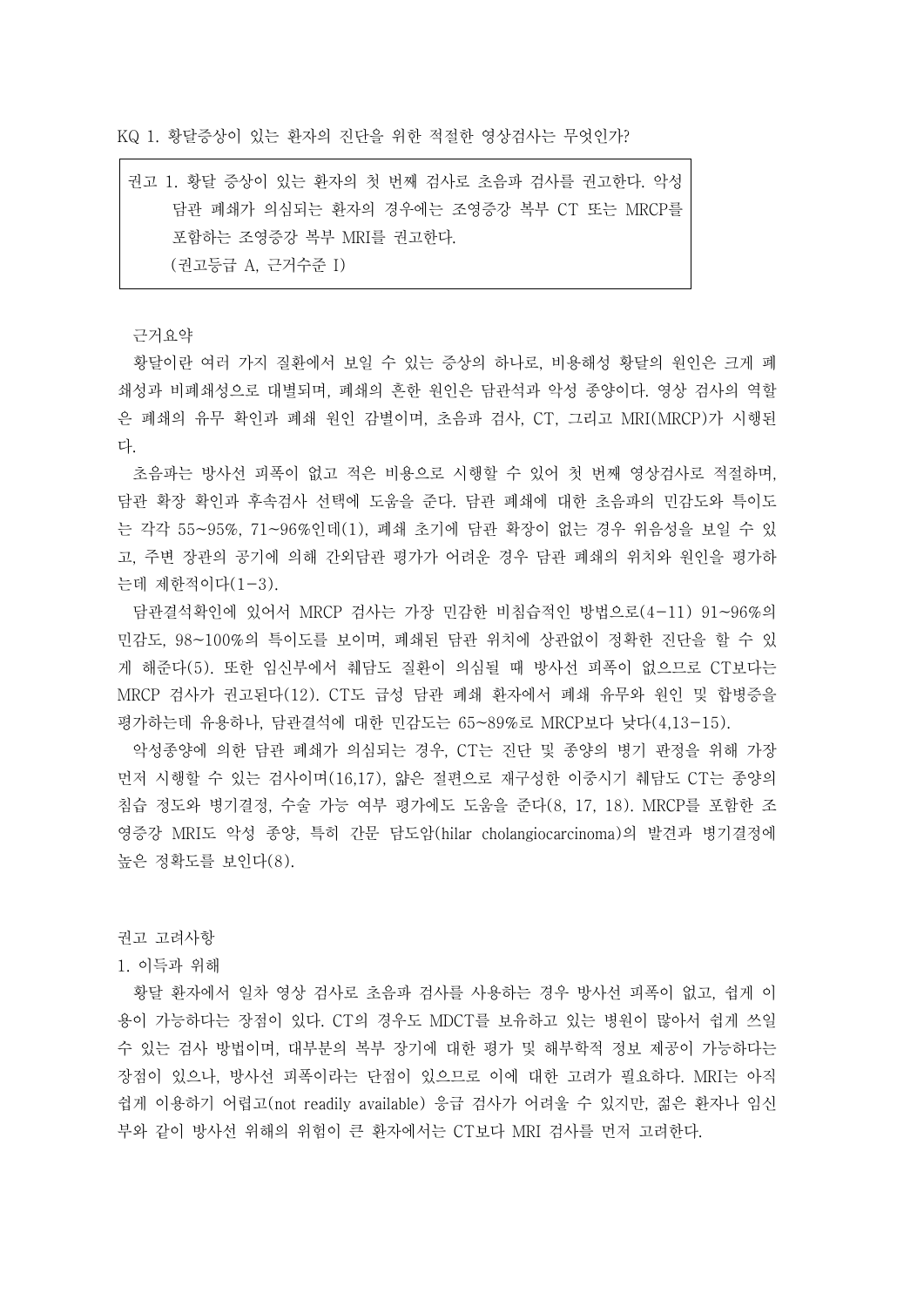KQ 1. 황달증상이 있는 환자의 진단을 위한 적절한 영상검사는 무엇인가?

> 권고 1. 황달 증상이 있는 환자의 첫 번째 검사로 초음파 검사를 권고한다. 악성 담관 폐쇄가 의심되는 환자의 경우에는 조영증강 복부 CT 또는 MRCP를 포함하는 조영증강 복부 MRI를 권고한다.
> (권고등급 A, 근거수준 I)

근거요약

황달이란 여러 가지 질환에서 보일 수 있는 증상의 하나로, 비용해성 황달의 원인은 크게 폐쇄성과 비폐쇄성으로 대별되며, 폐쇄의 흔한 원인은 담관석과 악성 종양이다. 영상 검사의 역할은 폐쇄의 유무 확인과 폐쇄 원인 감별이며, 초음파 검사, CT, 그리고 MRI(MRCP)가 시행된다.

초음파는 방사선 피폭이 없고 적은 비용으로 시행할 수 있어 첫 번째 영상검사로 적절하며, 담관 확장 확인과 후속검사 선택에 도움을 준다. 담관 폐쇄에 대한 초음파의 민감도와 특이도는 각각 55~95%, 71~96%인데(1), 폐쇄 초기에 담관 확장이 없는 경우 위음성을 보일 수 있고, 주변 장관의 공기에 의해 간외담관 평가가 어려운 경우 담관 폐쇄의 위치와 원인을 평가하는데 제한적이다(1-3).

담관결석확인에 있어서 MRCP 검사는 가장 민감한 비침습적인 방법으로(4-11) 91~96%의 민감도, 98~100%의 특이도를 보이며, 폐쇄된 담관 위치에 상관없이 정확한 진단을 할 수 있게 해준다(5). 또한 임신부에서 췌담도 질환이 의심될 때 방사선 피폭이 없으므로 CT보다는 MRCP 검사가 권고된다(12). CT도 급성 담관 폐쇄 환자에서 폐쇄 유무와 원인 및 합병증을 평가하는데 유용하나, 담관결석에 대한 민감도는 65~89%로 MRCP보다 낮다(4,13-15).

악성종양에 의한 담관 폐쇄가 의심되는 경우, CT는 진단 및 종양의 병기 판정을 위해 가장 먼저 시행할 수 있는 검사이며(16,17), 얇은 절편으로 재구성한 이중시기 췌담도 CT는 종양의 침습 정도와 병기결정, 수술 가능 여부 평가에도 도움을 준다(8, 17, 18). MRCP를 포함한 조영증강 MRI도 악성 종양, 특히 간문 담도암(hilar cholangiocarcinoma)의 발견과 병기결정에 높은 정확도를 보인다(8).

권고 고려사항

1. 이득과 위해

황달 환자에서 일차 영상 검사로 초음파 검사를 사용하는 경우 방사선 피폭이 없고, 쉽게 이용이 가능하다는 장점이 있다. CT의 경우도 MDCT를 보유하고 있는 병원이 많아서 쉽게 쓰일 수 있는 검사 방법이며, 대부분의 복부 장기에 대한 평가 및 해부학적 정보 제공이 가능하다는 장점이 있으나, 방사선 피폭이라는 단점이 있으므로 이에 대한 고려가 필요하다. MRI는 아직 쉽게 이용하기 어렵고(not readily available) 응급 검사가 어려울 수 있지만, 젊은 환자나 임신부와 같이 방사선 위해의 위험이 큰 환자에서는 CT보다 MRI 검사를 먼저 고려한다.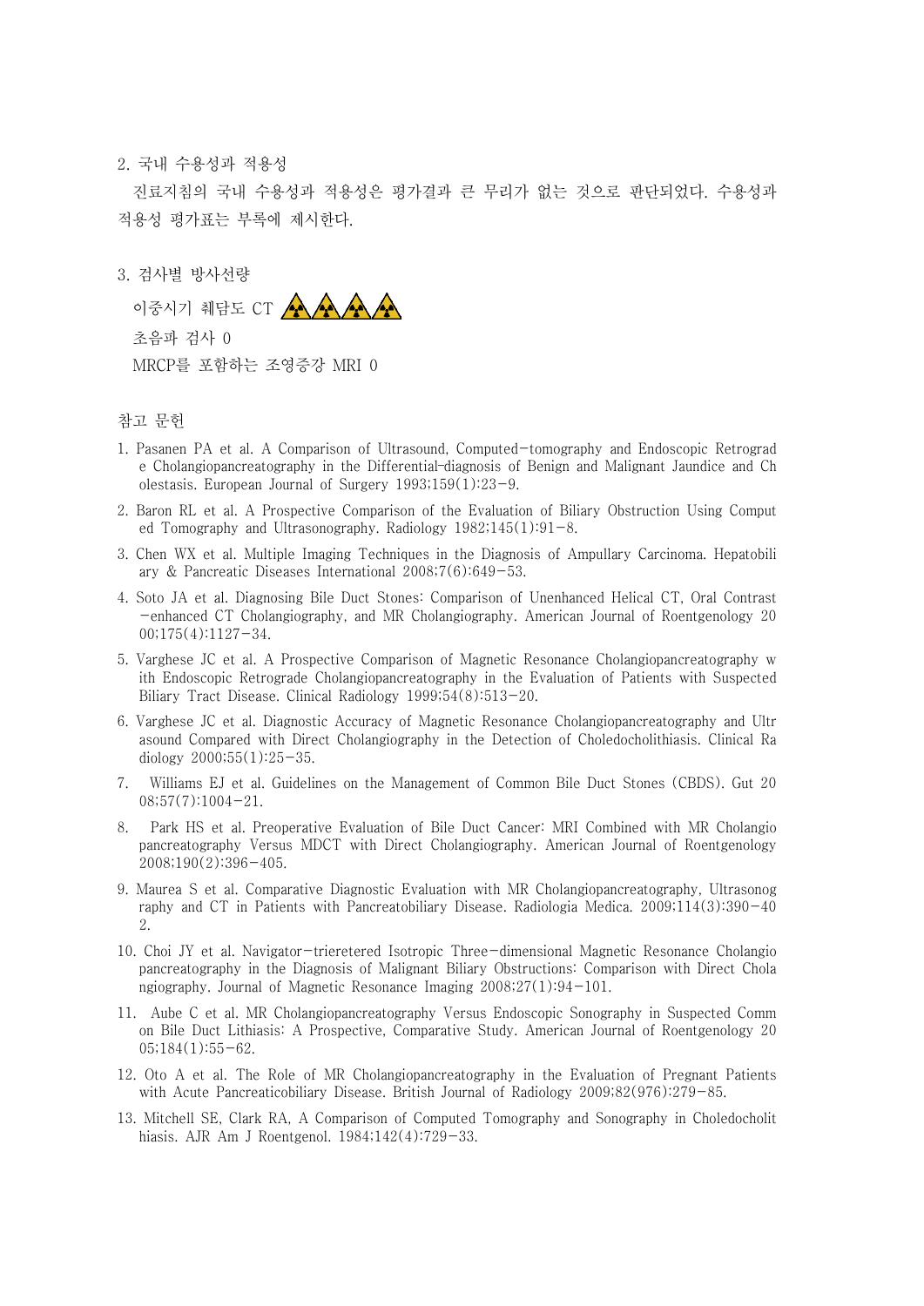## 2. 국내 수용성과 적용성

진료지침의 국내 수용성과 적용성은 평가결과 큰 무리가 없는 것으로 판단되었다. 수용성과 적용성 평가표는 부록에 제시한다.

## 3. 검사별 방사선량

이중시기 췌담도 CT ☢☢☢☢

초음파 검사 0

MRCP를 포함하는 조영증강 MRI 0

## 참고 문헌

1. Pasanen PA et al. A Comparison of Ultrasound, Computed-tomography and Endoscopic Retrograde Cholangiopancreatography in the Differential-diagnosis of Benign and Malignant Jaundice and Cholestasis. European Journal of Surgery 1993;159(1):23-9.
2. Baron RL et al. A Prospective Comparison of the Evaluation of Biliary Obstruction Using Computed Tomography and Ultrasonography. Radiology 1982;145(1):91-8.
3. Chen WX et al. Multiple Imaging Techniques in the Diagnosis of Ampullary Carcinoma. Hepatobiliary & Pancreatic Diseases International 2008;7(6):649-53.
4. Soto JA et al. Diagnosing Bile Duct Stones: Comparison of Unenhanced Helical CT, Oral Contrast-enhanced CT Cholangiography, and MR Cholangiography. American Journal of Roentgenology 2000;175(4):1127-34.
5. Varghese JC et al. A Prospective Comparison of Magnetic Resonance Cholangiopancreatography with Endoscopic Retrograde Cholangiopancreatography in the Evaluation of Patients with Suspected Biliary Tract Disease. Clinical Radiology 1999;54(8):513-20.
6. Varghese JC et al. Diagnostic Accuracy of Magnetic Resonance Cholangiopancreatography and Ultrasound Compared with Direct Cholangiography in the Detection of Choledocholithiasis. Clinical Radiology 2000;55(1):25-35.
7. Williams EJ et al. Guidelines on the Management of Common Bile Duct Stones (CBDS). Gut 2008;57(7):1004-21.
8. Park HS et al. Preoperative Evaluation of Bile Duct Cancer: MRI Combined with MR Cholangiopancreatography Versus MDCT with Direct Cholangiography. American Journal of Roentgenology 2008;190(2):396-405.
9. Maurea S et al. Comparative Diagnostic Evaluation with MR Cholangiopancreatography, Ultrasonography and CT in Patients with Pancreatobiliary Disease. Radiologia Medica. 2009;114(3):390-402.
10. Choi JY et al. Navigator-trieretered Isotropic Three-dimensional Magnetic Resonance Cholangiopancreatography in the Diagnosis of Malignant Biliary Obstructions: Comparison with Direct Cholangiography. Journal of Magnetic Resonance Imaging 2008;27(1):94-101.
11. Aube C et al. MR Cholangiopancreatography Versus Endoscopic Sonography in Suspected Common Bile Duct Lithiasis: A Prospective, Comparative Study. American Journal of Roentgenology 2005;184(1):55-62.
12. Oto A et al. The Role of MR Cholangiopancreatography in the Evaluation of Pregnant Patients with Acute Pancreaticobiliary Disease. British Journal of Radiology 2009;82(976):279-85.
13. Mitchell SE, Clark RA, A Comparison of Computed Tomography and Sonography in Choledocholithiasis. AJR Am J Roentgenol. 1984;142(4):729-33.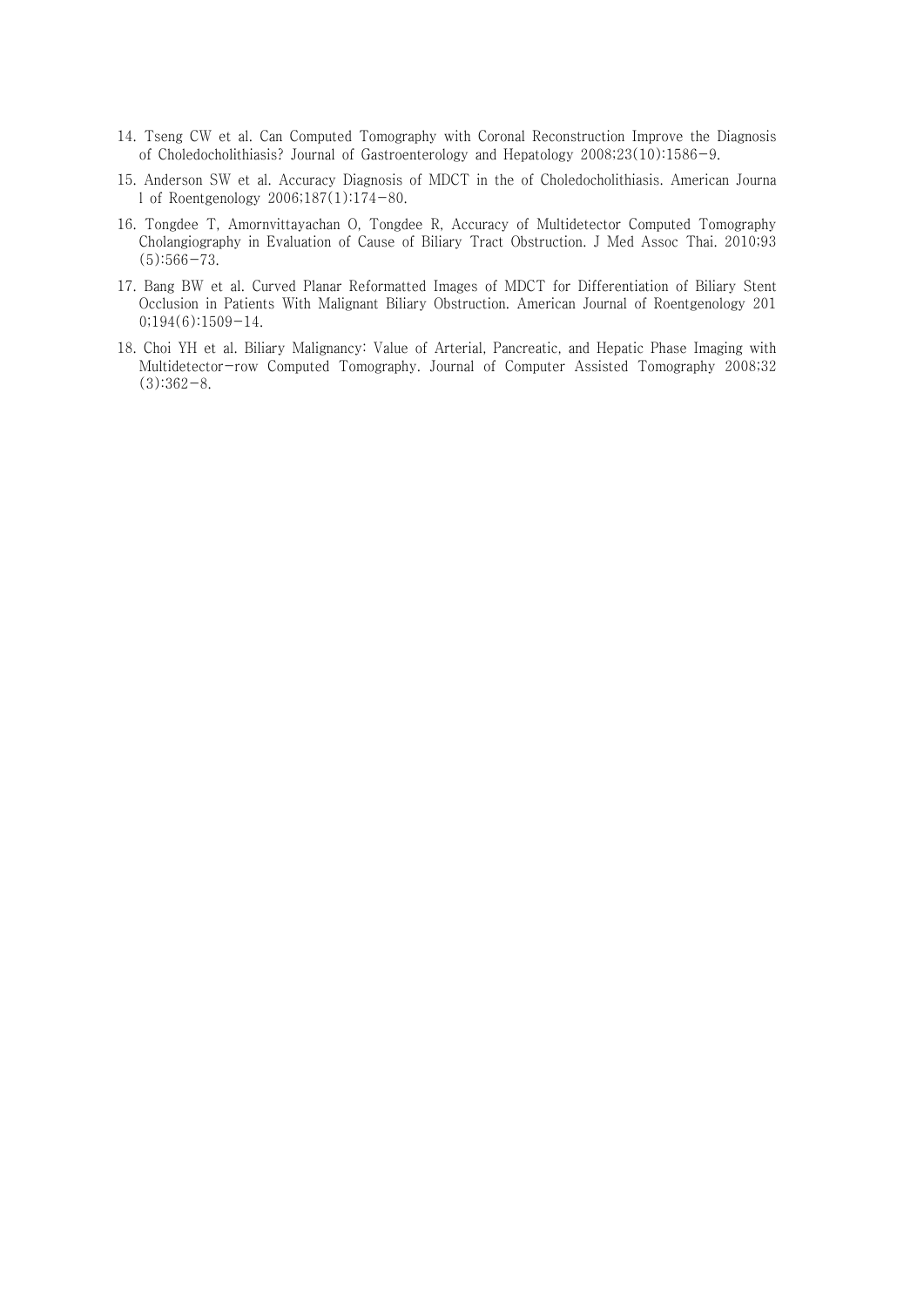14. Tseng CW et al. Can Computed Tomography with Coronal Reconstruction Improve the Diagnosis of Choledocholithiasis? Journal of Gastroenterology and Hepatology 2008;23(10):1586−9.

15. Anderson SW et al. Accuracy Diagnosis of MDCT in the of Choledocholithiasis. American Journal of Roentgenology 2006;187(1):174−80.

16. Tongdee T, Amornvittayachan O, Tongdee R, Accuracy of Multidetector Computed Tomography Cholangiography in Evaluation of Cause of Biliary Tract Obstruction. J Med Assoc Thai. 2010;93(5):566−73.

17. Bang BW et al. Curved Planar Reformatted Images of MDCT for Differentiation of Biliary Stent Occlusion in Patients With Malignant Biliary Obstruction. American Journal of Roentgenology 2010;194(6):1509−14.

18. Choi YH et al. Biliary Malignancy: Value of Arterial, Pancreatic, and Hepatic Phase Imaging with Multidetector−row Computed Tomography. Journal of Computer Assisted Tomography 2008;32(3):362−8.